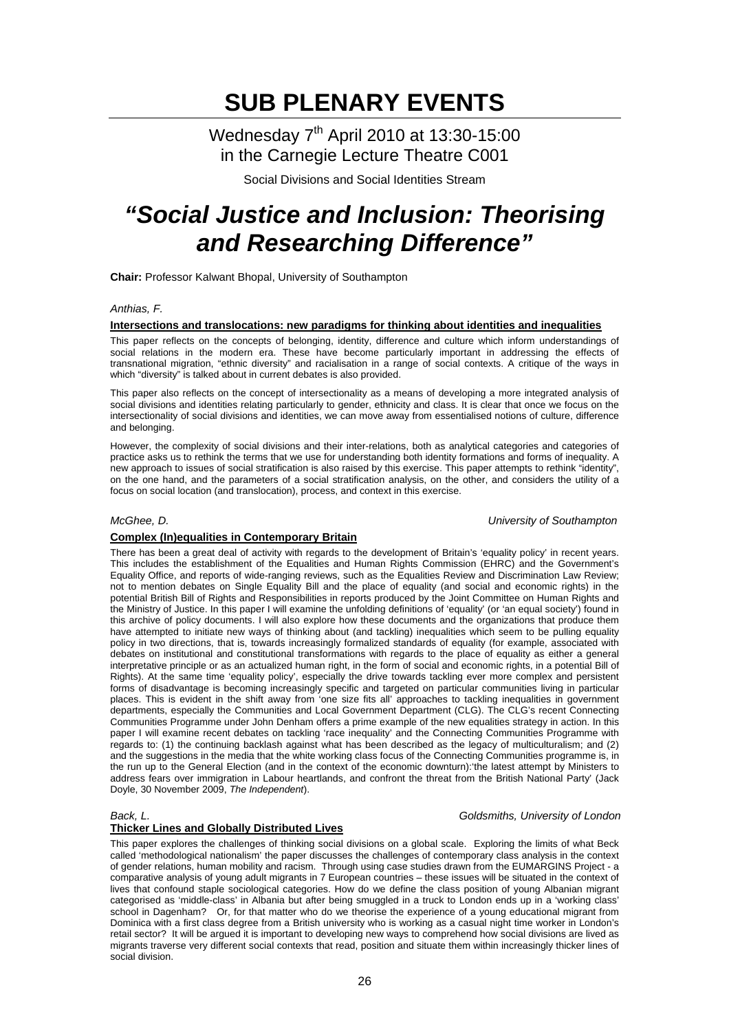# SUB PLENARY EVENTS

## Wednesday 7th April 2010 at 13:30-15:00 in the Carnegie Lecture Theatre C001

Social Divisions and Social Identities Stream

# *"Social Justice and Inclusion: Theorising and Researching Difference"*

**Chair:** Professor Kalwant Bhopal, University of Southampton

*Anthias, F.*

**Intersections and translocations: new paradigms for thinking about identities and inequalities**

This paper reflects on the concepts of belonging, identity, difference and culture which inform understandings of social relations in the modern era. These have become particularly important in addressing the effects of transnational migration, "ethnic diversity" and racialisation in a range of social contexts. A critique of the ways in which "diversity" is talked about in current debates is also provided.

This paper also reflects on the concept of intersectionality as a means of developing a more integrated analysis of social divisions and identities relating particularly to gender, ethnicity and class. It is clear that once we focus on the intersectionality of social divisions and identities, we can move away from essentialised notions of culture, difference and belonging.

However, the complexity of social divisions and their inter-relations, both as analytical categories and categories of practice asks us to rethink the terms that we use for understanding both identity formations and forms of inequality. A new approach to issues of social stratification is also raised by this exercise. This paper attempts to rethink "identity", on the one hand, and the parameters of a social stratification analysis, on the other, and considers the utility of a focus on social location (and translocation), process, and context in this exercise.

*McGhee, D.* *University of Southampton*

**Complex (In)equalities in Contemporary Britain**

There has been a great deal of activity with regards to the development of Britain's 'equality policy' in recent years. This includes the establishment of the Equalities and Human Rights Commission (EHRC) and the Government's Equality Office, and reports of wide-ranging reviews, such as the Equalities Review and Discrimination Law Review; not to mention debates on Single Equality Bill and the place of equality (and social and economic rights) in the potential British Bill of Rights and Responsibilities in reports produced by the Joint Committee on Human Rights and the Ministry of Justice. In this paper I will examine the unfolding definitions of 'equality' (or 'an equal society') found in this archive of policy documents. I will also explore how these documents and the organizations that produce them have attempted to initiate new ways of thinking about (and tackling) inequalities which seem to be pulling equality policy in two directions, that is, towards increasingly formalized standards of equality (for example, associated with debates on institutional and constitutional transformations with regards to the place of equality as either a general interpretative principle or as an actualized human right, in the form of social and economic rights, in a potential Bill of Rights). At the same time 'equality policy', especially the drive towards tackling ever more complex and persistent forms of disadvantage is becoming increasingly specific and targeted on particular communities living in particular places. This is evident in the shift away from 'one size fits all' approaches to tackling inequalities in government departments, especially the Communities and Local Government Department (CLG). The CLG's recent Connecting Communities Programme under John Denham offers a prime example of the new equalities strategy in action. In this paper I will examine recent debates on tackling 'race inequality' and the Connecting Communities Programme with regards to: (1) the continuing backlash against what has been described as the legacy of multiculturalism; and (2) and the suggestions in the media that the white working class focus of the Connecting Communities programme is, in the run up to the General Election (and in the context of the economic downturn):'the latest attempt by Ministers to address fears over immigration in Labour heartlands, and confront the threat from the British National Party' (Jack Doyle, 30 November 2009, *The Independent*).

*Back, L.* *Goldsmiths, University of London*

**Thicker Lines and Globally Distributed Lives**

This paper explores the challenges of thinking social divisions on a global scale. Exploring the limits of what Beck called 'methodological nationalism' the paper discusses the challenges of contemporary class analysis in the context of gender relations, human mobility and racism. Through using case studies drawn from the EUMARGINS Project - a comparative analysis of young adult migrants in 7 European countries – these issues will be situated in the context of lives that confound staple sociological categories. How do we define the class position of young Albanian migrant categorised as 'middle-class' in Albania but after being smuggled in a truck to London ends up in a 'working class' school in Dagenham? Or, for that matter who do we theorise the experience of a young educational migrant from Dominica with a first class degree from a British university who is working as a casual night time worker in London's retail sector? It will be argued it is important to developing new ways to comprehend how social divisions are lived as migrants traverse very different social contexts that read, position and situate them within increasingly thicker lines of social division.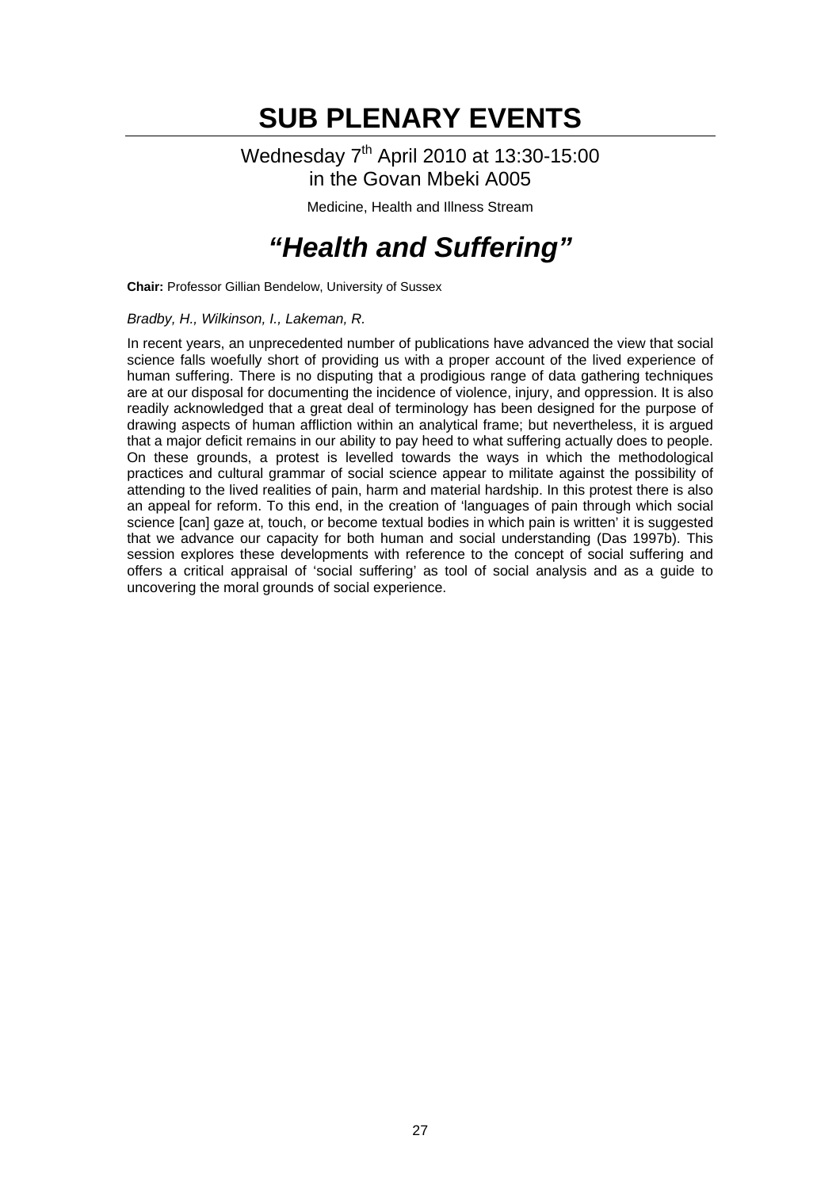# SUB PLENARY EVENTS

Wednesday 7th April 2010 at 13:30-15:00
in the Govan Mbeki A005

Medicine, Health and Illness Stream

## *“Health and Suffering”*

**Chair:** Professor Gillian Bendelow, University of Sussex

*Bradby, H., Wilkinson, I., Lakeman, R.*

In recent years, an unprecedented number of publications have advanced the view that social science falls woefully short of providing us with a proper account of the lived experience of human suffering. There is no disputing that a prodigious range of data gathering techniques are at our disposal for documenting the incidence of violence, injury, and oppression. It is also readily acknowledged that a great deal of terminology has been designed for the purpose of drawing aspects of human affliction within an analytical frame; but nevertheless, it is argued that a major deficit remains in our ability to pay heed to what suffering actually does to people. On these grounds, a protest is levelled towards the ways in which the methodological practices and cultural grammar of social science appear to militate against the possibility of attending to the lived realities of pain, harm and material hardship. In this protest there is also an appeal for reform. To this end, in the creation of ‘languages of pain through which social science [can] gaze at, touch, or become textual bodies in which pain is written’ it is suggested that we advance our capacity for both human and social understanding (Das 1997b). This session explores these developments with reference to the concept of social suffering and offers a critical appraisal of ‘social suffering’ as tool of social analysis and as a guide to uncovering the moral grounds of social experience.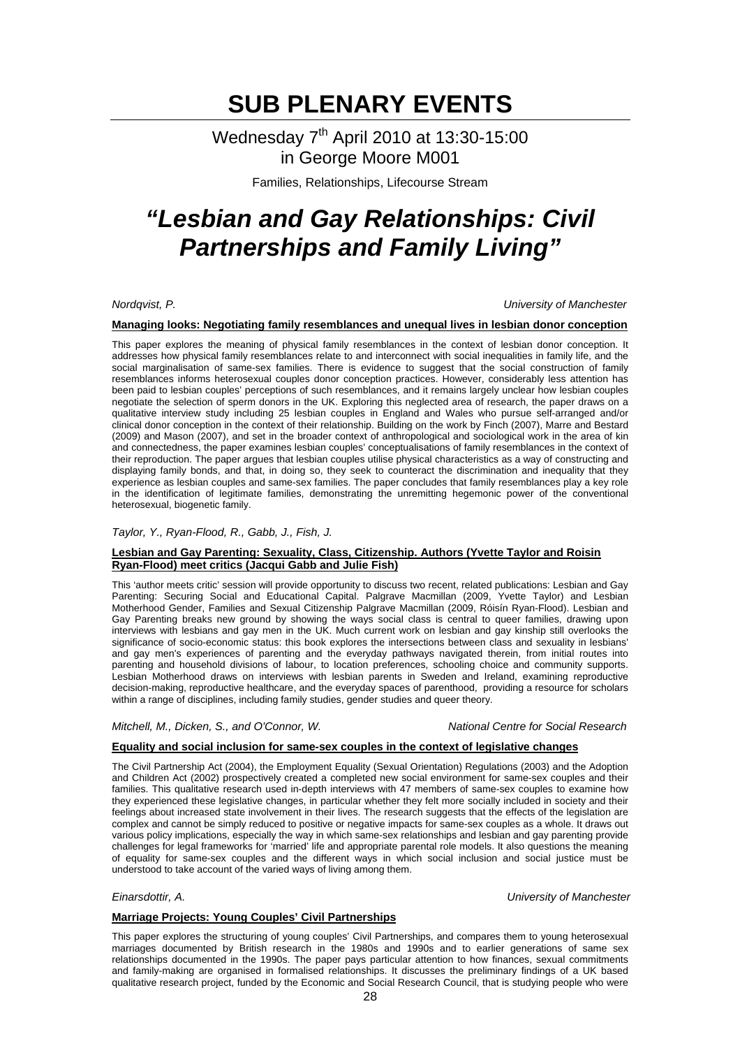# SUB PLENARY EVENTS

Wednesday 7th April 2010 at 13:30-15:00
in George Moore M001

Families, Relationships, Lifecourse Stream

## *"Lesbian and Gay Relationships: Civil Partnerships and Family Living"*

*Nordqvist, P.* *University of Manchester*

**Managing looks: Negotiating family resemblances and unequal lives in lesbian donor conception**

This paper explores the meaning of physical family resemblances in the context of lesbian donor conception. It addresses how physical family resemblances relate to and interconnect with social inequalities in family life, and the social marginalisation of same-sex families. There is evidence to suggest that the social construction of family resemblances informs heterosexual couples donor conception practices. However, considerably less attention has been paid to lesbian couples' perceptions of such resemblances, and it remains largely unclear how lesbian couples negotiate the selection of sperm donors in the UK. Exploring this neglected area of research, the paper draws on a qualitative interview study including 25 lesbian couples in England and Wales who pursue self-arranged and/or clinical donor conception in the context of their relationship. Building on the work by Finch (2007), Marre and Bestard (2009) and Mason (2007), and set in the broader context of anthropological and sociological work in the area of kin and connectedness, the paper examines lesbian couples' conceptualisations of family resemblances in the context of their reproduction. The paper argues that lesbian couples utilise physical characteristics as a way of constructing and displaying family bonds, and that, in doing so, they seek to counteract the discrimination and inequality that they experience as lesbian couples and same-sex families. The paper concludes that family resemblances play a key role in the identification of legitimate families, demonstrating the unremitting hegemonic power of the conventional heterosexual, biogenetic family.

*Taylor, Y., Ryan-Flood, R., Gabb, J., Fish, J.*

**Lesbian and Gay Parenting: Sexuality, Class, Citizenship. Authors (Yvette Taylor and Roisin Ryan-Flood) meet critics (Jacqui Gabb and Julie Fish)**

This 'author meets critic' session will provide opportunity to discuss two recent, related publications: Lesbian and Gay Parenting: Securing Social and Educational Capital. Palgrave Macmillan (2009, Yvette Taylor) and Lesbian Motherhood Gender, Families and Sexual Citizenship Palgrave Macmillan (2009, Róisín Ryan-Flood). Lesbian and Gay Parenting breaks new ground by showing the ways social class is central to queer families, drawing upon interviews with lesbians and gay men in the UK. Much current work on lesbian and gay kinship still overlooks the significance of socio-economic status: this book explores the intersections between class and sexuality in lesbians' and gay men's experiences of parenting and the everyday pathways navigated therein, from initial routes into parenting and household divisions of labour, to location preferences, schooling choice and community supports. Lesbian Motherhood draws on interviews with lesbian parents in Sweden and Ireland, examining reproductive decision-making, reproductive healthcare, and the everyday spaces of parenthood, providing a resource for scholars within a range of disciplines, including family studies, gender studies and queer theory.

*Mitchell, M., Dicken, S., and O'Connor, W.* *National Centre for Social Research*

**Equality and social inclusion for same-sex couples in the context of legislative changes**

The Civil Partnership Act (2004), the Employment Equality (Sexual Orientation) Regulations (2003) and the Adoption and Children Act (2002) prospectively created a completed new social environment for same-sex couples and their families. This qualitative research used in-depth interviews with 47 members of same-sex couples to examine how they experienced these legislative changes, in particular whether they felt more socially included in society and their feelings about increased state involvement in their lives. The research suggests that the effects of the legislation are complex and cannot be simply reduced to positive or negative impacts for same-sex couples as a whole. It draws out various policy implications, especially the way in which same-sex relationships and lesbian and gay parenting provide challenges for legal frameworks for 'married' life and appropriate parental role models. It also questions the meaning of equality for same-sex couples and the different ways in which social inclusion and social justice must be understood to take account of the varied ways of living among them.

*Einarsdottir, A.* *University of Manchester*

**Marriage Projects: Young Couples' Civil Partnerships**

This paper explores the structuring of young couples' Civil Partnerships, and compares them to young heterosexual marriages documented by British research in the 1980s and 1990s and to earlier generations of same sex relationships documented in the 1990s. The paper pays particular attention to how finances, sexual commitments and family-making are organised in formalised relationships. It discusses the preliminary findings of a UK based qualitative research project, funded by the Economic and Social Research Council, that is studying people who were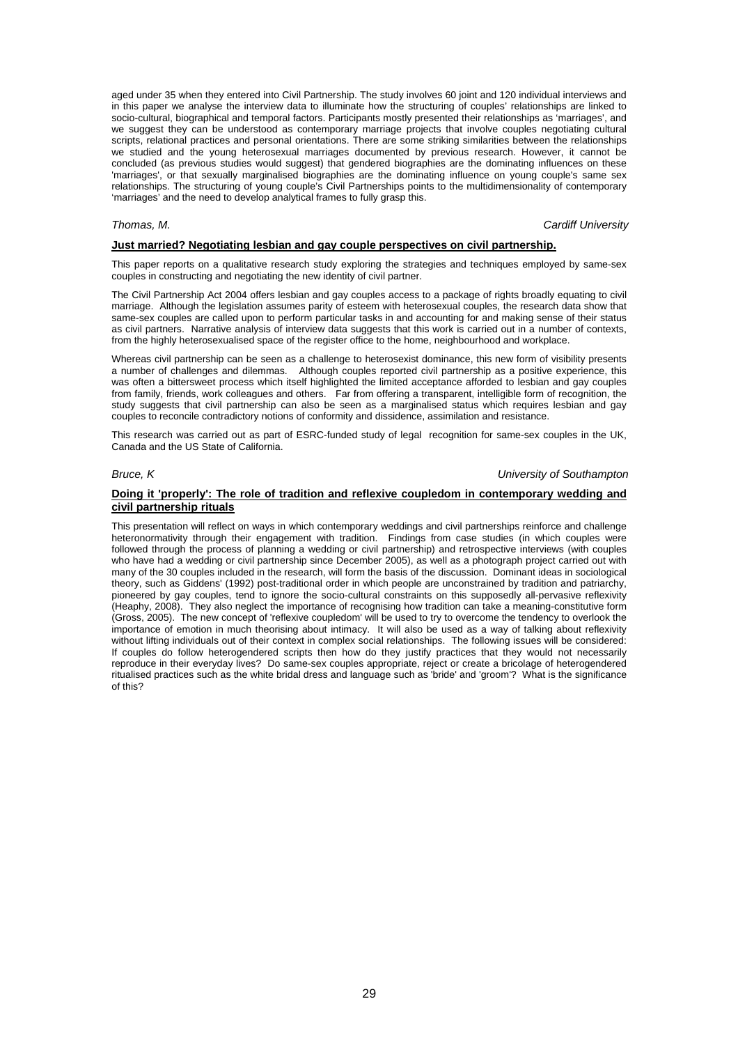aged under 35 when they entered into Civil Partnership. The study involves 60 joint and 120 individual interviews and in this paper we analyse the interview data to illuminate how the structuring of couples' relationships are linked to socio-cultural, biographical and temporal factors. Participants mostly presented their relationships as 'marriages', and we suggest they can be understood as contemporary marriage projects that involve couples negotiating cultural scripts, relational practices and personal orientations. There are some striking similarities between the relationships we studied and the young heterosexual marriages documented by previous research. However, it cannot be concluded (as previous studies would suggest) that gendered biographies are the dominating influences on these 'marriages', or that sexually marginalised biographies are the dominating influence on young couple's same sex relationships. The structuring of young couple's Civil Partnerships points to the multidimensionality of contemporary 'marriages' and the need to develop analytical frames to fully grasp this.

*Thomas, M.* *Cardiff University*

**Just married? Negotiating lesbian and gay couple perspectives on civil partnership.**

This paper reports on a qualitative research study exploring the strategies and techniques employed by same-sex couples in constructing and negotiating the new identity of civil partner.

The Civil Partnership Act 2004 offers lesbian and gay couples access to a package of rights broadly equating to civil marriage. Although the legislation assumes parity of esteem with heterosexual couples, the research data show that same-sex couples are called upon to perform particular tasks in and accounting for and making sense of their status as civil partners. Narrative analysis of interview data suggests that this work is carried out in a number of contexts, from the highly heterosexualised space of the register office to the home, neighbourhood and workplace.

Whereas civil partnership can be seen as a challenge to heterosexist dominance, this new form of visibility presents a number of challenges and dilemmas. Although couples reported civil partnership as a positive experience, this was often a bittersweet process which itself highlighted the limited acceptance afforded to lesbian and gay couples from family, friends, work colleagues and others. Far from offering a transparent, intelligible form of recognition, the study suggests that civil partnership can also be seen as a marginalised status which requires lesbian and gay couples to reconcile contradictory notions of conformity and dissidence, assimilation and resistance.

This research was carried out as part of ESRC-funded study of legal recognition for same-sex couples in the UK, Canada and the US State of California.

*Bruce, K* *University of Southampton*

**Doing it 'properly': The role of tradition and reflexive coupledom in contemporary wedding and civil partnership rituals**

This presentation will reflect on ways in which contemporary weddings and civil partnerships reinforce and challenge heteronormativity through their engagement with tradition. Findings from case studies (in which couples were followed through the process of planning a wedding or civil partnership) and retrospective interviews (with couples who have had a wedding or civil partnership since December 2005), as well as a photograph project carried out with many of the 30 couples included in the research, will form the basis of the discussion. Dominant ideas in sociological theory, such as Giddens' (1992) post-traditional order in which people are unconstrained by tradition and patriarchy, pioneered by gay couples, tend to ignore the socio-cultural constraints on this supposedly all-pervasive reflexivity (Heaphy, 2008). They also neglect the importance of recognising how tradition can take a meaning-constitutive form (Gross, 2005). The new concept of 'reflexive coupledom' will be used to try to overcome the tendency to overlook the importance of emotion in much theorising about intimacy. It will also be used as a way of talking about reflexivity without lifting individuals out of their context in complex social relationships. The following issues will be considered: If couples do follow heterogendered scripts then how do they justify practices that they would not necessarily reproduce in their everyday lives? Do same-sex couples appropriate, reject or create a bricolage of heterogendered ritualised practices such as the white bridal dress and language such as 'bride' and 'groom'? What is the significance of this?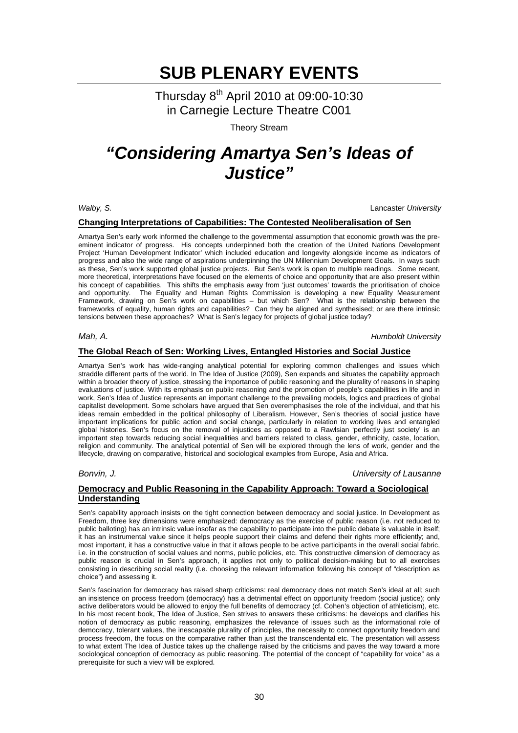# SUB PLENARY EVENTS

Thursday 8th April 2010 at 09:00-10:30
in Carnegie Lecture Theatre C001

Theory Stream

## *"Considering Amartya Sen's Ideas of Justice"*

*Walby, S.* Lancaster *University*

### **Changing Interpretations of Capabilities: The Contested Neoliberalisation of Sen**

Amartya Sen's early work informed the challenge to the governmental assumption that economic growth was the pre-eminent indicator of progress. His concepts underpinned both the creation of the United Nations Development Project 'Human Development Indicator' which included education and longevity alongside income as indicators of progress and also the wide range of aspirations underpinning the UN Millennium Development Goals. In ways such as these, Sen's work supported global justice projects. But Sen's work is open to multiple readings. Some recent, more theoretical, interpretations have focused on the elements of choice and opportunity that are also present within his concept of capabilities. This shifts the emphasis away from 'just outcomes' towards the prioritisation of choice and opportunity. The Equality and Human Rights Commission is developing a new Equality Measurement Framework, drawing on Sen's work on capabilities – but which Sen? What is the relationship between the frameworks of equality, human rights and capabilities? Can they be aligned and synthesised; or are there intrinsic tensions between these approaches? What is Sen's legacy for projects of global justice today?

*Mah, A.* *Humboldt University*

### **The Global Reach of Sen: Working Lives, Entangled Histories and Social Justice**

Amartya Sen's work has wide-ranging analytical potential for exploring common challenges and issues which straddle different parts of the world. In The Idea of Justice (2009), Sen expands and situates the capability approach within a broader theory of justice, stressing the importance of public reasoning and the plurality of reasons in shaping evaluations of justice. With its emphasis on public reasoning and the promotion of people's capabilities in life and in work, Sen's Idea of Justice represents an important challenge to the prevailing models, logics and practices of global capitalist development. Some scholars have argued that Sen overemphasises the role of the individual, and that his ideas remain embedded in the political philosophy of Liberalism. However, Sen's theories of social justice have important implications for public action and social change, particularly in relation to working lives and entangled global histories. Sen's focus on the removal of injustices as opposed to a Rawlsian 'perfectly just society' is an important step towards reducing social inequalities and barriers related to class, gender, ethnicity, caste, location, religion and community. The analytical potential of Sen will be explored through the lens of work, gender and the lifecycle, drawing on comparative, historical and sociological examples from Europe, Asia and Africa.

*Bonvin, J.* *University of Lausanne*

### **Democracy and Public Reasoning in the Capability Approach: Toward a Sociological Understanding**

Sen's capability approach insists on the tight connection between democracy and social justice. In Development as Freedom, three key dimensions were emphasized: democracy as the exercise of public reason (i.e. not reduced to public balloting) has an intrinsic value insofar as the capability to participate into the public debate is valuable in itself; it has an instrumental value since it helps people support their claims and defend their rights more efficiently; and, most important, it has a constructive value in that it allows people to be active participants in the overall social fabric, i.e. in the construction of social values and norms, public policies, etc. This constructive dimension of democracy as public reason is crucial in Sen's approach, it applies not only to political decision-making but to all exercises consisting in describing social reality (i.e. choosing the relevant information following his concept of "description as choice") and assessing it.

Sen's fascination for democracy has raised sharp criticisms: real democracy does not match Sen's ideal at all; such an insistence on process freedom (democracy) has a detrimental effect on opportunity freedom (social justice); only active deliberators would be allowed to enjoy the full benefits of democracy (cf. Cohen's objection of athleticism), etc. In his most recent book, The Idea of Justice, Sen strives to answers these criticisms: he develops and clarifies his notion of democracy as public reasoning, emphasizes the relevance of issues such as the informational role of democracy, tolerant values, the inescapable plurality of principles, the necessity to connect opportunity freedom and process freedom, the focus on the comparative rather than just the transcendental etc. The presentation will assess to what extent The Idea of Justice takes up the challenge raised by the criticisms and paves the way toward a more sociological conception of democracy as public reasoning. The potential of the concept of "capability for voice" as a prerequisite for such a view will be explored.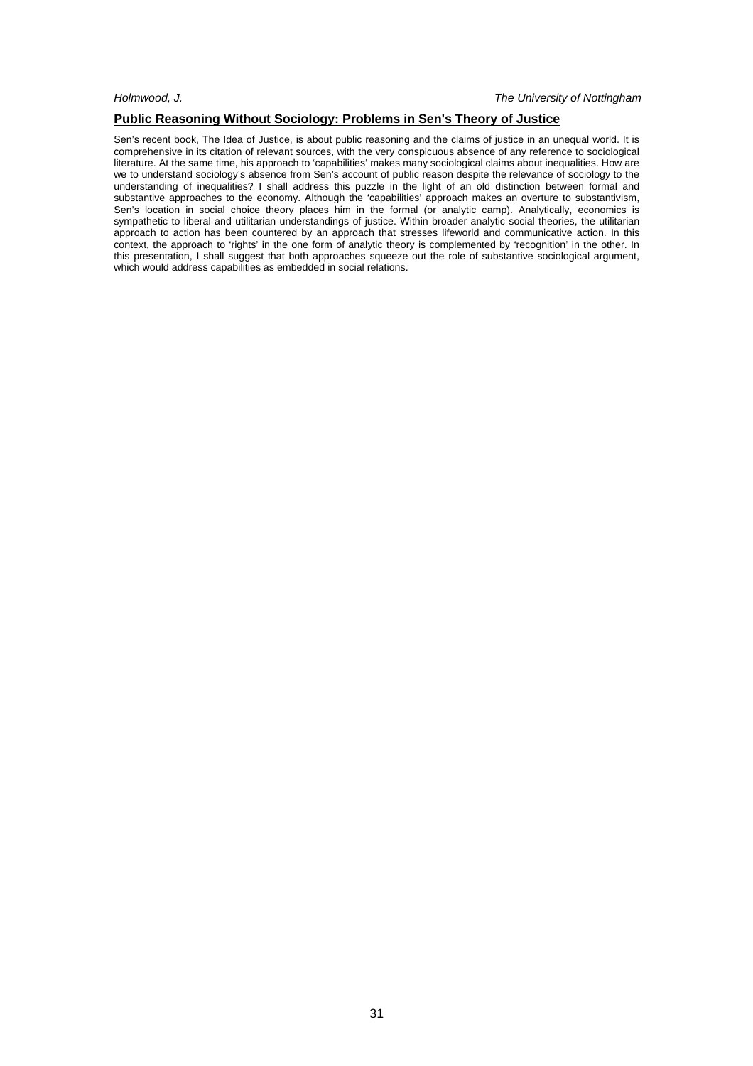*Holmwood, J.* *The University of Nottingham*

## Public Reasoning Without Sociology: Problems in Sen's Theory of Justice

Sen's recent book, The Idea of Justice, is about public reasoning and the claims of justice in an unequal world. It is comprehensive in its citation of relevant sources, with the very conspicuous absence of any reference to sociological literature. At the same time, his approach to 'capabilities' makes many sociological claims about inequalities. How are we to understand sociology's absence from Sen's account of public reason despite the relevance of sociology to the understanding of inequalities? I shall address this puzzle in the light of an old distinction between formal and substantive approaches to the economy. Although the 'capabilities' approach makes an overture to substantivism, Sen's location in social choice theory places him in the formal (or analytic camp). Analytically, economics is sympathetic to liberal and utilitarian understandings of justice. Within broader analytic social theories, the utilitarian approach to action has been countered by an approach that stresses lifeworld and communicative action. In this context, the approach to 'rights' in the one form of analytic theory is complemented by 'recognition' in the other. In this presentation, I shall suggest that both approaches squeeze out the role of substantive sociological argument, which would address capabilities as embedded in social relations.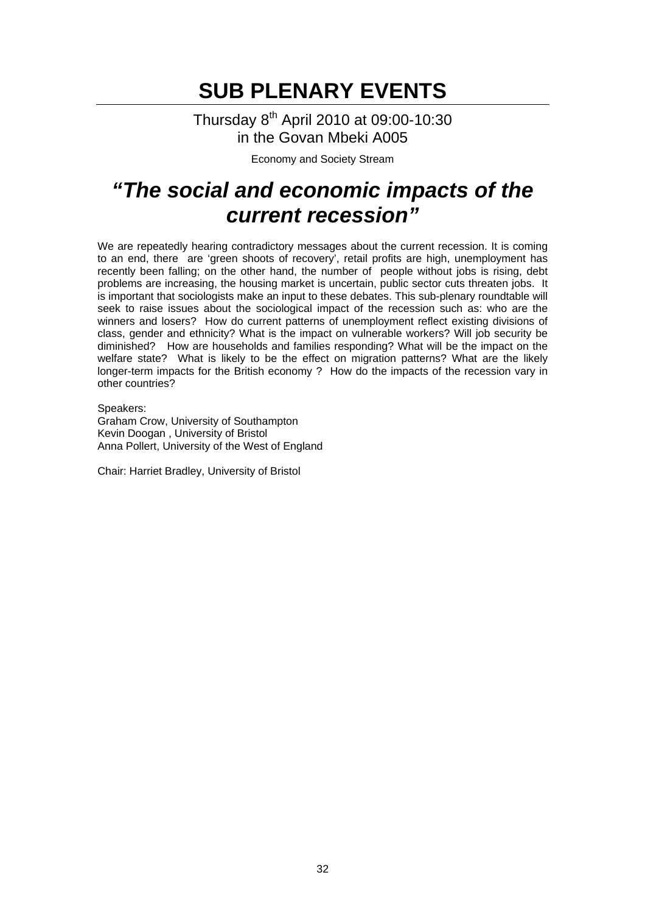# SUB PLENARY EVENTS

Thursday 8th April 2010 at 09:00-10:30
in the Govan Mbeki A005

Economy and Society Stream

## *"The social and economic impacts of the current recession"*

We are repeatedly hearing contradictory messages about the current recession. It is coming to an end, there are 'green shoots of recovery', retail profits are high, unemployment has recently been falling; on the other hand, the number of people without jobs is rising, debt problems are increasing, the housing market is uncertain, public sector cuts threaten jobs. It is important that sociologists make an input to these debates. This sub-plenary roundtable will seek to raise issues about the sociological impact of the recession such as: who are the winners and losers? How do current patterns of unemployment reflect existing divisions of class, gender and ethnicity? What is the impact on vulnerable workers? Will job security be diminished? How are households and families responding? What will be the impact on the welfare state? What is likely to be the effect on migration patterns? What are the likely longer-term impacts for the British economy ? How do the impacts of the recession vary in other countries?

Speakers:
Graham Crow, University of Southampton
Kevin Doogan , University of Bristol
Anna Pollert, University of the West of England

Chair: Harriet Bradley, University of Bristol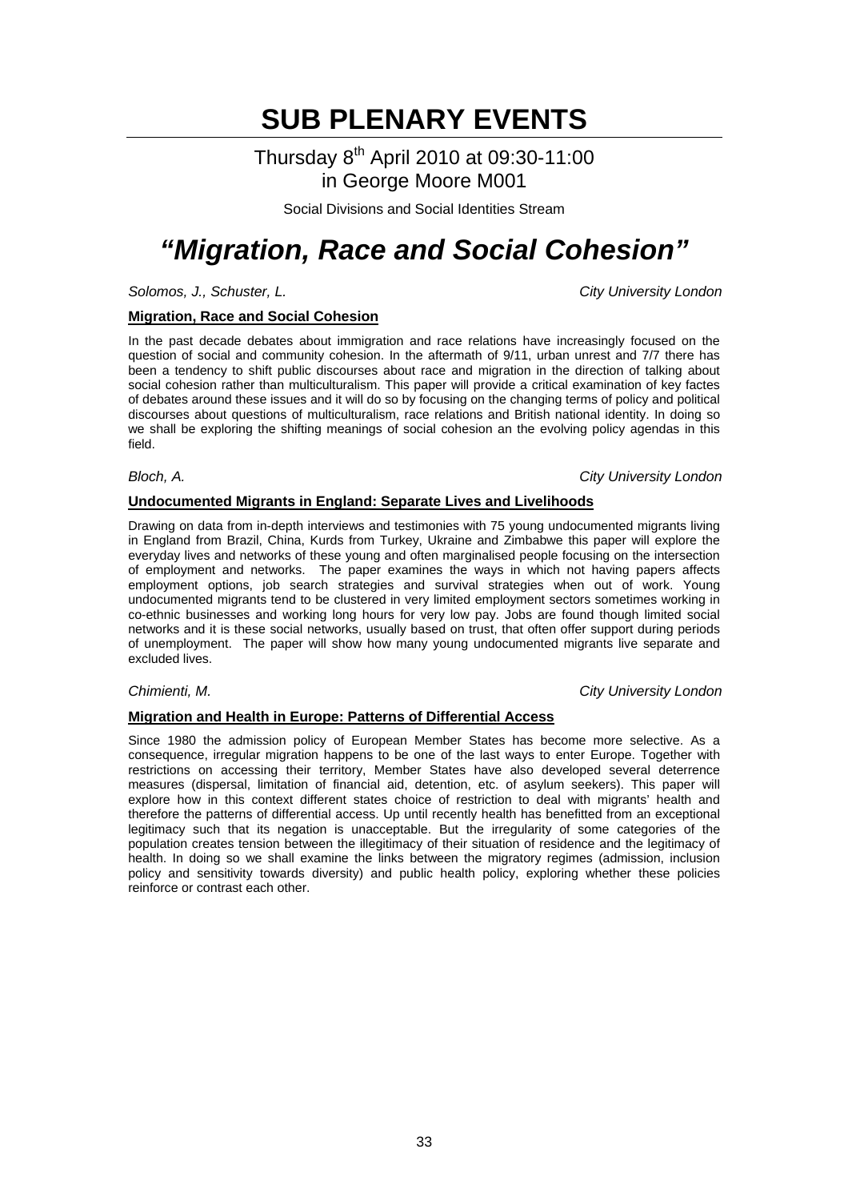# SUB PLENARY EVENTS

Thursday 8th April 2010 at 09:30-11:00
in George Moore M001

Social Divisions and Social Identities Stream

# *"Migration, Race and Social Cohesion"*

*Solomos, J., Schuster, L.* *City University London*

**Migration, Race and Social Cohesion**

In the past decade debates about immigration and race relations have increasingly focused on the question of social and community cohesion. In the aftermath of 9/11, urban unrest and 7/7 there has been a tendency to shift public discourses about race and migration in the direction of talking about social cohesion rather than multiculturalism. This paper will provide a critical examination of key factes of debates around these issues and it will do so by focusing on the changing terms of policy and political discourses about questions of multiculturalism, race relations and British national identity. In doing so we shall be exploring the shifting meanings of social cohesion an the evolving policy agendas in this field.

*Bloch, A.* *City University London*

**Undocumented Migrants in England: Separate Lives and Livelihoods**

Drawing on data from in-depth interviews and testimonies with 75 young undocumented migrants living in England from Brazil, China, Kurds from Turkey, Ukraine and Zimbabwe this paper will explore the everyday lives and networks of these young and often marginalised people focusing on the intersection of employment and networks. The paper examines the ways in which not having papers affects employment options, job search strategies and survival strategies when out of work. Young undocumented migrants tend to be clustered in very limited employment sectors sometimes working in co-ethnic businesses and working long hours for very low pay. Jobs are found though limited social networks and it is these social networks, usually based on trust, that often offer support during periods of unemployment. The paper will show how many young undocumented migrants live separate and excluded lives.

*Chimienti, M.* *City University London*

**Migration and Health in Europe: Patterns of Differential Access**

Since 1980 the admission policy of European Member States has become more selective. As a consequence, irregular migration happens to be one of the last ways to enter Europe. Together with restrictions on accessing their territory, Member States have also developed several deterrence measures (dispersal, limitation of financial aid, detention, etc. of asylum seekers). This paper will explore how in this context different states choice of restriction to deal with migrants' health and therefore the patterns of differential access. Up until recently health has benefitted from an exceptional legitimacy such that its negation is unacceptable. But the irregularity of some categories of the population creates tension between the illegitimacy of their situation of residence and the legitimacy of health. In doing so we shall examine the links between the migratory regimes (admission, inclusion policy and sensitivity towards diversity) and public health policy, exploring whether these policies reinforce or contrast each other.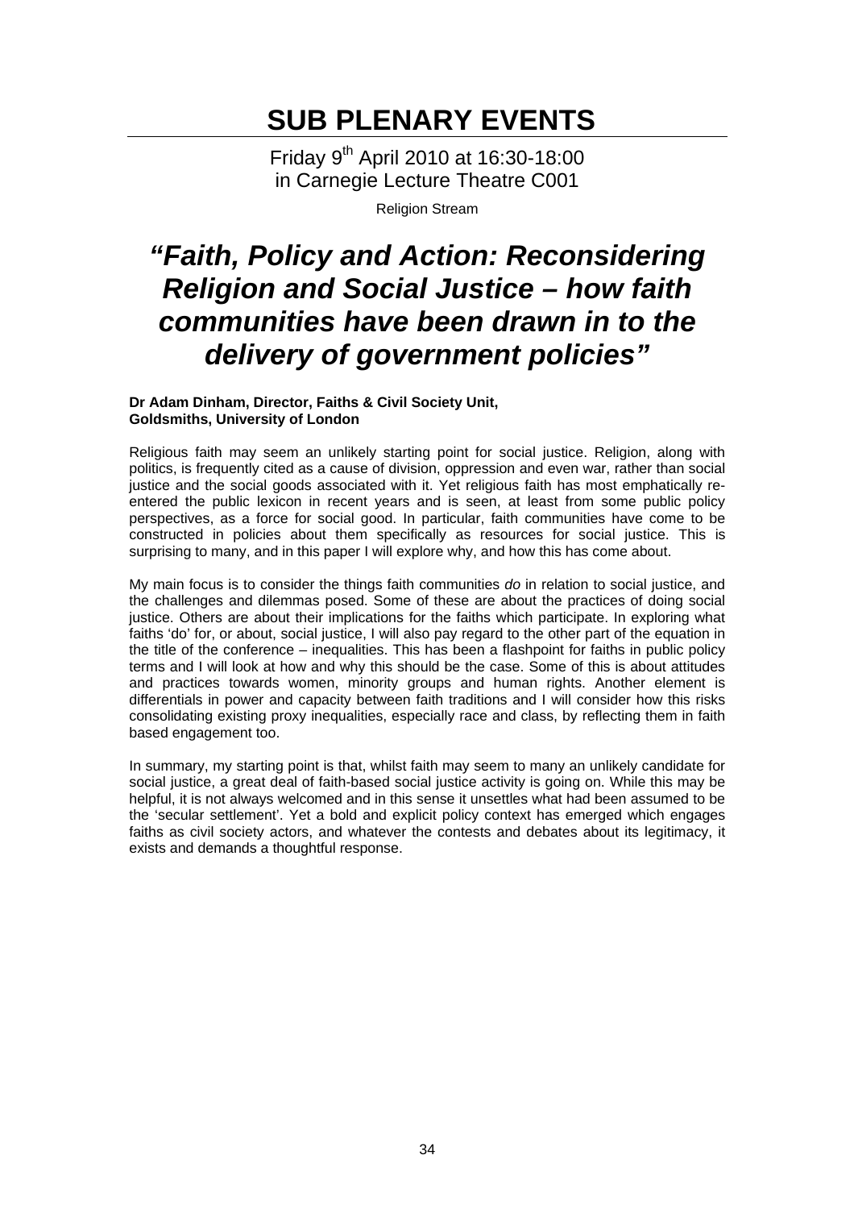# SUB PLENARY EVENTS

Friday 9th April 2010 at 16:30-18:00
in Carnegie Lecture Theatre C001

Religion Stream

## *"Faith, Policy and Action: Reconsidering Religion and Social Justice – how faith communities have been drawn in to the delivery of government policies"*

**Dr Adam Dinham, Director, Faiths & Civil Society Unit, Goldsmiths, University of London**

Religious faith may seem an unlikely starting point for social justice. Religion, along with politics, is frequently cited as a cause of division, oppression and even war, rather than social justice and the social goods associated with it. Yet religious faith has most emphatically re-entered the public lexicon in recent years and is seen, at least from some public policy perspectives, as a force for social good. In particular, faith communities have come to be constructed in policies about them specifically as resources for social justice. This is surprising to many, and in this paper I will explore why, and how this has come about.

My main focus is to consider the things faith communities *do* in relation to social justice, and the challenges and dilemmas posed. Some of these are about the practices of doing social justice. Others are about their implications for the faiths which participate. In exploring what faiths 'do' for, or about, social justice, I will also pay regard to the other part of the equation in the title of the conference – inequalities. This has been a flashpoint for faiths in public policy terms and I will look at how and why this should be the case. Some of this is about attitudes and practices towards women, minority groups and human rights. Another element is differentials in power and capacity between faith traditions and I will consider how this risks consolidating existing proxy inequalities, especially race and class, by reflecting them in faith based engagement too.

In summary, my starting point is that, whilst faith may seem to many an unlikely candidate for social justice, a great deal of faith-based social justice activity is going on. While this may be helpful, it is not always welcomed and in this sense it unsettles what had been assumed to be the 'secular settlement'. Yet a bold and explicit policy context has emerged which engages faiths as civil society actors, and whatever the contests and debates about its legitimacy, it exists and demands a thoughtful response.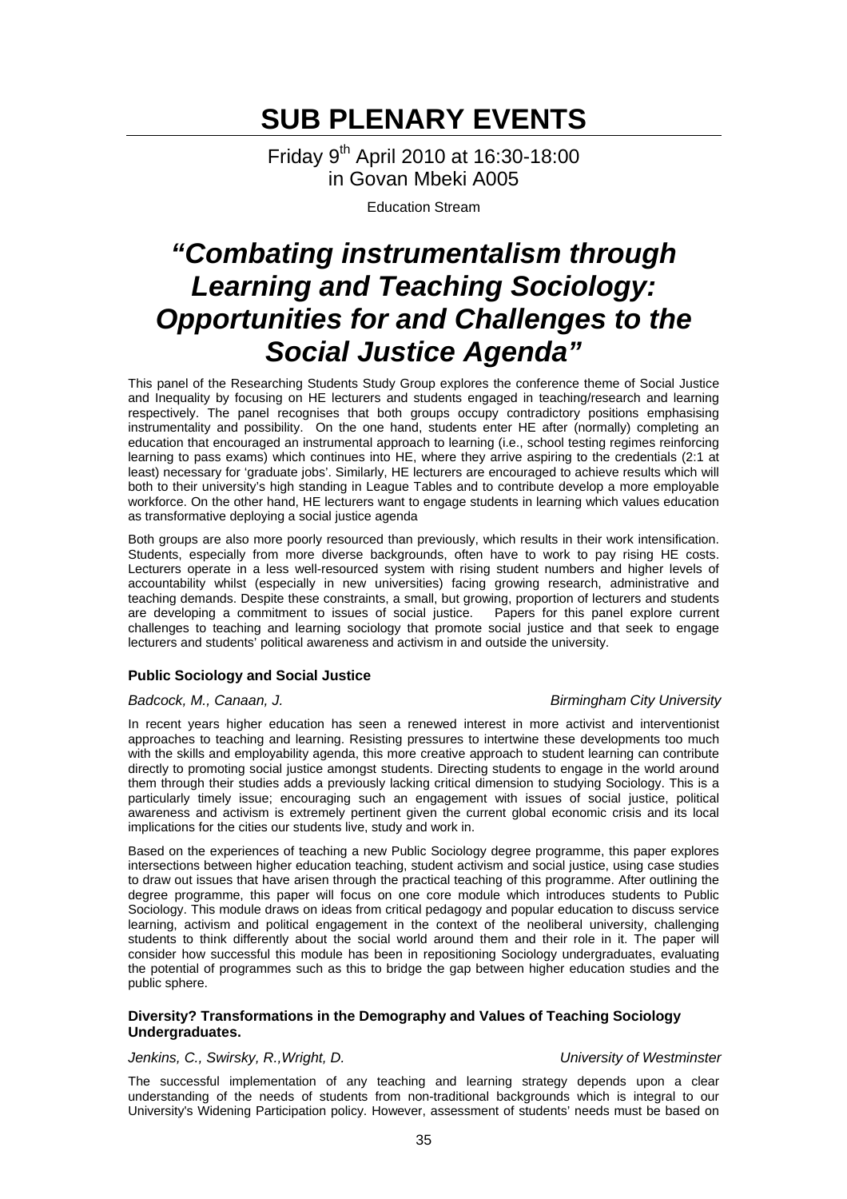# SUB PLENARY EVENTS

Friday 9th April 2010 at 16:30-18:00
in Govan Mbeki A005

Education Stream

## *"Combating instrumentalism through Learning and Teaching Sociology: Opportunities for and Challenges to the Social Justice Agenda"*

This panel of the Researching Students Study Group explores the conference theme of Social Justice and Inequality by focusing on HE lecturers and students engaged in teaching/research and learning respectively. The panel recognises that both groups occupy contradictory positions emphasising instrumentality and possibility. On the one hand, students enter HE after (normally) completing an education that encouraged an instrumental approach to learning (i.e., school testing regimes reinforcing learning to pass exams) which continues into HE, where they arrive aspiring to the credentials (2:1 at least) necessary for 'graduate jobs'. Similarly, HE lecturers are encouraged to achieve results which will both to their university's high standing in League Tables and to contribute develop a more employable workforce. On the other hand, HE lecturers want to engage students in learning which values education as transformative deploying a social justice agenda

Both groups are also more poorly resourced than previously, which results in their work intensification. Students, especially from more diverse backgrounds, often have to work to pay rising HE costs. Lecturers operate in a less well-resourced system with rising student numbers and higher levels of accountability whilst (especially in new universities) facing growing research, administrative and teaching demands. Despite these constraints, a small, but growing, proportion of lecturers and students are developing a commitment to issues of social justice. Papers for this panel explore current challenges to teaching and learning sociology that promote social justice and that seek to engage lecturers and students' political awareness and activism in and outside the university.

### Public Sociology and Social Justice

*Badcock, M., Canaan, J.* — *Birmingham City University*

In recent years higher education has seen a renewed interest in more activist and interventionist approaches to teaching and learning. Resisting pressures to intertwine these developments too much with the skills and employability agenda, this more creative approach to student learning can contribute directly to promoting social justice amongst students. Directing students to engage in the world around them through their studies adds a previously lacking critical dimension to studying Sociology. This is a particularly timely issue; encouraging such an engagement with issues of social justice, political awareness and activism is extremely pertinent given the current global economic crisis and its local implications for the cities our students live, study and work in.

Based on the experiences of teaching a new Public Sociology degree programme, this paper explores intersections between higher education teaching, student activism and social justice, using case studies to draw out issues that have arisen through the practical teaching of this programme. After outlining the degree programme, this paper will focus on one core module which introduces students to Public Sociology. This module draws on ideas from critical pedagogy and popular education to discuss service learning, activism and political engagement in the context of the neoliberal university, challenging students to think differently about the social world around them and their role in it. The paper will consider how successful this module has been in repositioning Sociology undergraduates, evaluating the potential of programmes such as this to bridge the gap between higher education studies and the public sphere.

### Diversity? Transformations in the Demography and Values of Teaching Sociology Undergraduates.

*Jenkins, C., Swirsky, R.,Wright, D.* — *University of Westminster*

The successful implementation of any teaching and learning strategy depends upon a clear understanding of the needs of students from non-traditional backgrounds which is integral to our University's Widening Participation policy. However, assessment of students' needs must be based on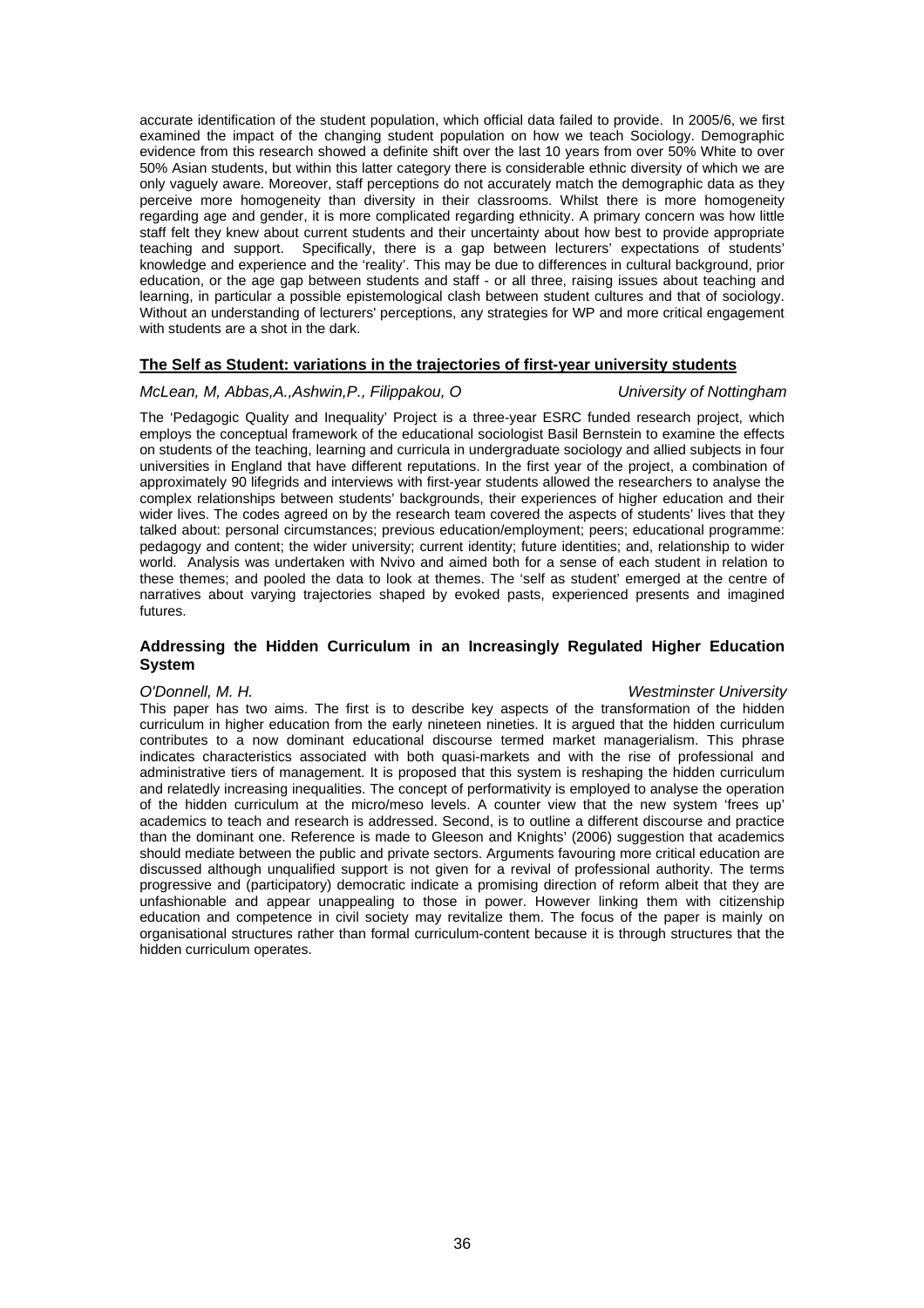accurate identification of the student population, which official data failed to provide. In 2005/6, we first examined the impact of the changing student population on how we teach Sociology. Demographic evidence from this research showed a definite shift over the last 10 years from over 50% White to over 50% Asian students, but within this latter category there is considerable ethnic diversity of which we are only vaguely aware. Moreover, staff perceptions do not accurately match the demographic data as they perceive more homogeneity than diversity in their classrooms. Whilst there is more homogeneity regarding age and gender, it is more complicated regarding ethnicity. A primary concern was how little staff felt they knew about current students and their uncertainty about how best to provide appropriate teaching and support. Specifically, there is a gap between lecturers' expectations of students' knowledge and experience and the 'reality'. This may be due to differences in cultural background, prior education, or the age gap between students and staff - or all three, raising issues about teaching and learning, in particular a possible epistemological clash between student cultures and that of sociology. Without an understanding of lecturers' perceptions, any strategies for WP and more critical engagement with students are a shot in the dark.

**The Self as Student: variations in the trajectories of first-year university students**

*McLean, M, Abbas,A.,Ashwin,P., Filippakou, O* — *University of Nottingham*

The 'Pedagogic Quality and Inequality' Project is a three-year ESRC funded research project, which employs the conceptual framework of the educational sociologist Basil Bernstein to examine the effects on students of the teaching, learning and curricula in undergraduate sociology and allied subjects in four universities in England that have different reputations. In the first year of the project, a combination of approximately 90 lifegrids and interviews with first-year students allowed the researchers to analyse the complex relationships between students' backgrounds, their experiences of higher education and their wider lives. The codes agreed on by the research team covered the aspects of students' lives that they talked about: personal circumstances; previous education/employment; peers; educational programme: pedagogy and content; the wider university; current identity; future identities; and, relationship to wider world. Analysis was undertaken with Nvivo and aimed both for a sense of each student in relation to these themes; and pooled the data to look at themes. The 'self as student' emerged at the centre of narratives about varying trajectories shaped by evoked pasts, experienced presents and imagined futures.

**Addressing the Hidden Curriculum in an Increasingly Regulated Higher Education System**

*O'Donnell, M. H.* — *Westminster University*

This paper has two aims. The first is to describe key aspects of the transformation of the hidden curriculum in higher education from the early nineteen nineties. It is argued that the hidden curriculum contributes to a now dominant educational discourse termed market managerialism. This phrase indicates characteristics associated with both quasi-markets and with the rise of professional and administrative tiers of management. It is proposed that this system is reshaping the hidden curriculum and relatedly increasing inequalities. The concept of performativity is employed to analyse the operation of the hidden curriculum at the micro/meso levels. A counter view that the new system 'frees up' academics to teach and research is addressed. Second, is to outline a different discourse and practice than the dominant one. Reference is made to Gleeson and Knights' (2006) suggestion that academics should mediate between the public and private sectors. Arguments favouring more critical education are discussed although unqualified support is not given for a revival of professional authority. The terms progressive and (participatory) democratic indicate a promising direction of reform albeit that they are unfashionable and appear unappealing to those in power. However linking them with citizenship education and competence in civil society may revitalize them. The focus of the paper is mainly on organisational structures rather than formal curriculum-content because it is through structures that the hidden curriculum operates.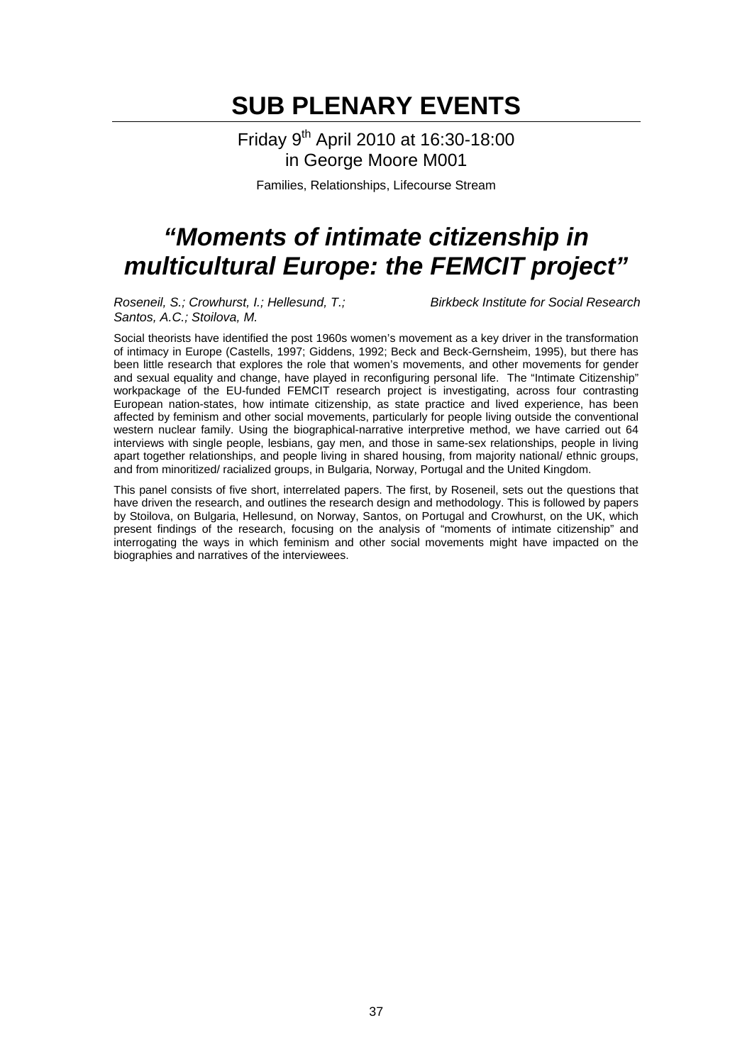# SUB PLENARY EVENTS

Friday 9th April 2010 at 16:30-18:00
in George Moore M001

Families, Relationships, Lifecourse Stream

## *"Moments of intimate citizenship in multicultural Europe: the FEMCIT project"*

*Roseneil, S.; Crowhurst, I.; Hellesund, T.; Santos, A.C.; Stoilova, M.* — *Birkbeck Institute for Social Research*

Social theorists have identified the post 1960s women's movement as a key driver in the transformation of intimacy in Europe (Castells, 1997; Giddens, 1992; Beck and Beck-Gernsheim, 1995), but there has been little research that explores the role that women's movements, and other movements for gender and sexual equality and change, have played in reconfiguring personal life. The "Intimate Citizenship" workpackage of the EU-funded FEMCIT research project is investigating, across four contrasting European nation-states, how intimate citizenship, as state practice and lived experience, has been affected by feminism and other social movements, particularly for people living outside the conventional western nuclear family. Using the biographical-narrative interpretive method, we have carried out 64 interviews with single people, lesbians, gay men, and those in same-sex relationships, people in living apart together relationships, and people living in shared housing, from majority national/ ethnic groups, and from minoritized/ racialized groups, in Bulgaria, Norway, Portugal and the United Kingdom.

This panel consists of five short, interrelated papers. The first, by Roseneil, sets out the questions that have driven the research, and outlines the research design and methodology. This is followed by papers by Stoilova, on Bulgaria, Hellesund, on Norway, Santos, on Portugal and Crowhurst, on the UK, which present findings of the research, focusing on the analysis of "moments of intimate citizenship" and interrogating the ways in which feminism and other social movements might have impacted on the biographies and narratives of the interviewees.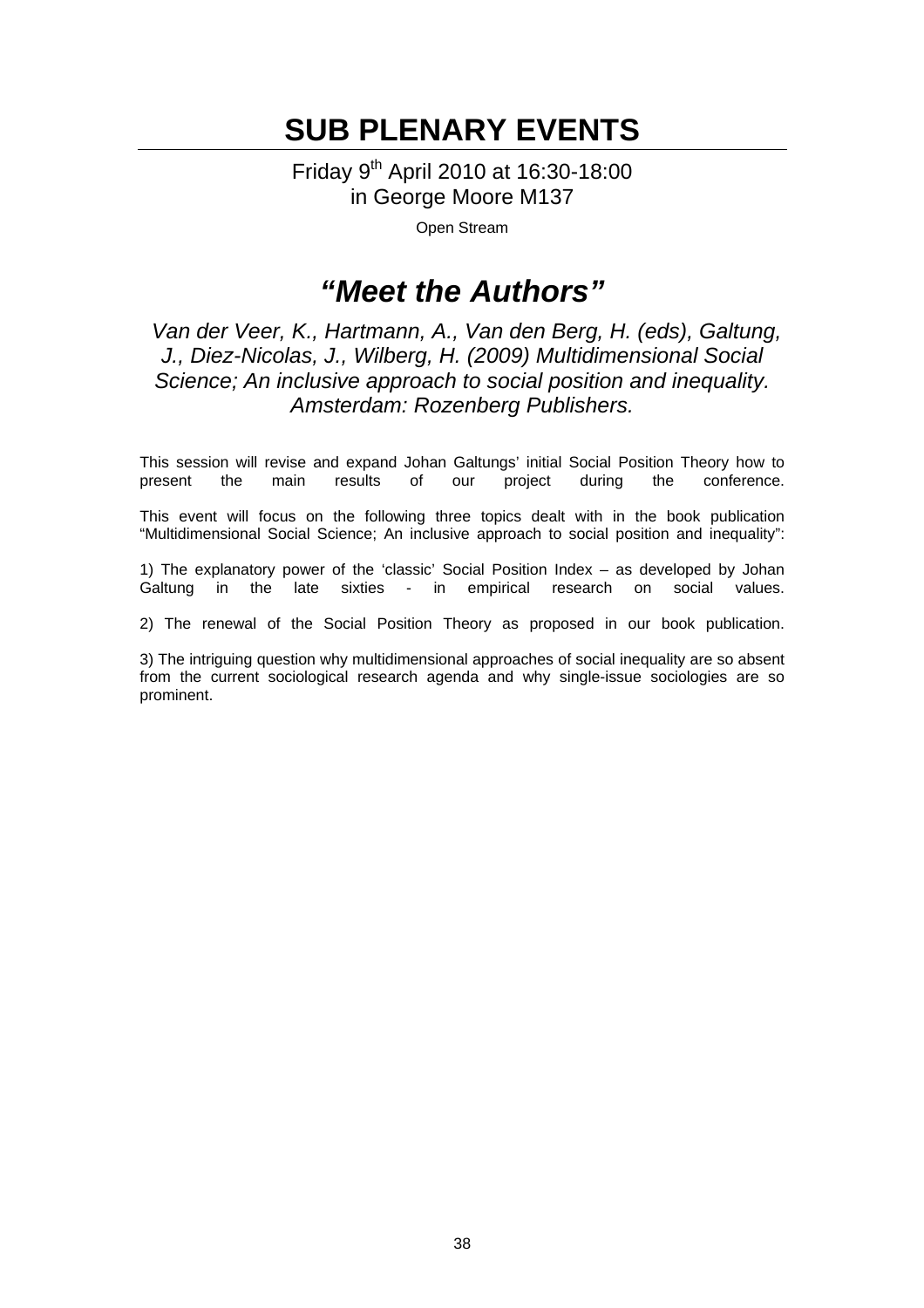# SUB PLENARY EVENTS

Friday 9th April 2010 at 16:30-18:00
in George Moore M137

Open Stream

## *"Meet the Authors"*

*Van der Veer, K., Hartmann, A., Van den Berg, H. (eds), Galtung, J., Diez-Nicolas, J., Wilberg, H. (2009) Multidimensional Social Science; An inclusive approach to social position and inequality. Amsterdam: Rozenberg Publishers.*

This session will revise and expand Johan Galtungs' initial Social Position Theory how to present the main results of our project during the conference.

This event will focus on the following three topics dealt with in the book publication "Multidimensional Social Science; An inclusive approach to social position and inequality":

1) The explanatory power of the 'classic' Social Position Index – as developed by Johan Galtung in the late sixties - in empirical research on social values.

2) The renewal of the Social Position Theory as proposed in our book publication.

3) The intriguing question why multidimensional approaches of social inequality are so absent from the current sociological research agenda and why single-issue sociologies are so prominent.